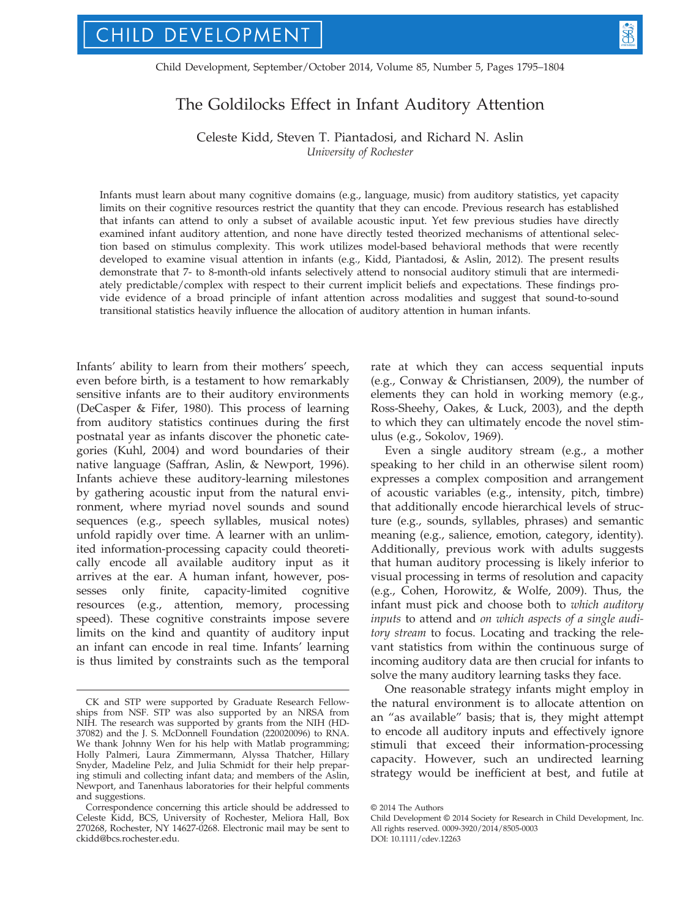# The Goldilocks Effect in Infant Auditory Attention

Celeste Kidd, Steven T. Piantadosi, and Richard N. Aslin
*University of Rochester*

Infants must learn about many cognitive domains (e.g., language, music) from auditory statistics, yet capacity limits on their cognitive resources restrict the quantity that they can encode. Previous research has established that infants can attend to only a subset of available acoustic input. Yet few previous studies have directly examined infant auditory attention, and none have directly tested theorized mechanisms of attentional selection based on stimulus complexity. This work utilizes model-based behavioral methods that were recently developed to examine visual attention in infants (e.g., Kidd, Piantadosi, & Aslin, 2012). The present results demonstrate that 7- to 8-month-old infants selectively attend to nonsocial auditory stimuli that are intermediately predictable/complex with respect to their current implicit beliefs and expectations. These findings provide evidence of a broad principle of infant attention across modalities and suggest that sound-to-sound transitional statistics heavily influence the allocation of auditory attention in human infants.

Infants' ability to learn from their mothers' speech, even before birth, is a testament to how remarkably sensitive infants are to their auditory environments (DeCasper & Fifer, 1980). This process of learning from auditory statistics continues during the first postnatal year as infants discover the phonetic categories (Kuhl, 2004) and word boundaries of their native language (Saffran, Aslin, & Newport, 1996). Infants achieve these auditory-learning milestones by gathering acoustic input from the natural environment, where myriad novel sounds and sound sequences (e.g., speech syllables, musical notes) unfold rapidly over time. A learner with an unlimited information-processing capacity could theoretically encode all available auditory input as it arrives at the ear. A human infant, however, possesses only finite, capacity-limited cognitive resources (e.g., attention, memory, processing speed). These cognitive constraints impose severe limits on the kind and quantity of auditory input an infant can encode in real time. Infants' learning is thus limited by constraints such as the temporal rate at which they can access sequential inputs (e.g., Conway & Christiansen, 2009), the number of elements they can hold in working memory (e.g., Ross-Sheehy, Oakes, & Luck, 2003), and the depth to which they can ultimately encode the novel stimulus (e.g., Sokolov, 1969).

Even a single auditory stream (e.g., a mother speaking to her child in an otherwise silent room) expresses a complex composition and arrangement of acoustic variables (e.g., intensity, pitch, timbre) that additionally encode hierarchical levels of structure (e.g., sounds, syllables, phrases) and semantic meaning (e.g., salience, emotion, category, identity). Additionally, previous work with adults suggests that human auditory processing is likely inferior to visual processing in terms of resolution and capacity (e.g., Cohen, Horowitz, & Wolfe, 2009). Thus, the infant must pick and choose both to *which auditory inputs* to attend and *on which aspects of a single auditory stream* to focus. Locating and tracking the relevant statistics from within the continuous surge of incoming auditory data are then crucial for infants to solve the many auditory learning tasks they face.

One reasonable strategy infants might employ in the natural environment is to allocate attention on an "as available" basis; that is, they might attempt to encode all auditory inputs and effectively ignore stimuli that exceed their information-processing capacity. However, such an undirected learning strategy would be inefficient at best, and futile at

---

CK and STP were supported by Graduate Research Fellowships from NSF. STP was also supported by an NRSA from NIH. The research was supported by grants from the NIH (HD-37082) and the J. S. McDonnell Foundation (220020096) to RNA. We thank Johnny Wen for his help with Matlab programming; Holly Palmeri, Laura Zimmermann, Alyssa Thatcher, Hillary Snyder, Madeline Pelz, and Julia Schmidt for their help preparing stimuli and collecting infant data; and members of the Aslin, Newport, and Tanenhaus laboratories for their helpful comments and suggestions.

Correspondence concerning this article should be addressed to Celeste Kidd, BCS, University of Rochester, Meliora Hall, Box 270268, Rochester, NY 14627-0268. Electronic mail may be sent to ckidd@bcs.rochester.edu.

© 2014 The Authors
Child Development © 2014 Society for Research in Child Development, Inc.
All rights reserved. 0009-3920/2014/8505-0003
DOI: 10.1111/cdev.12263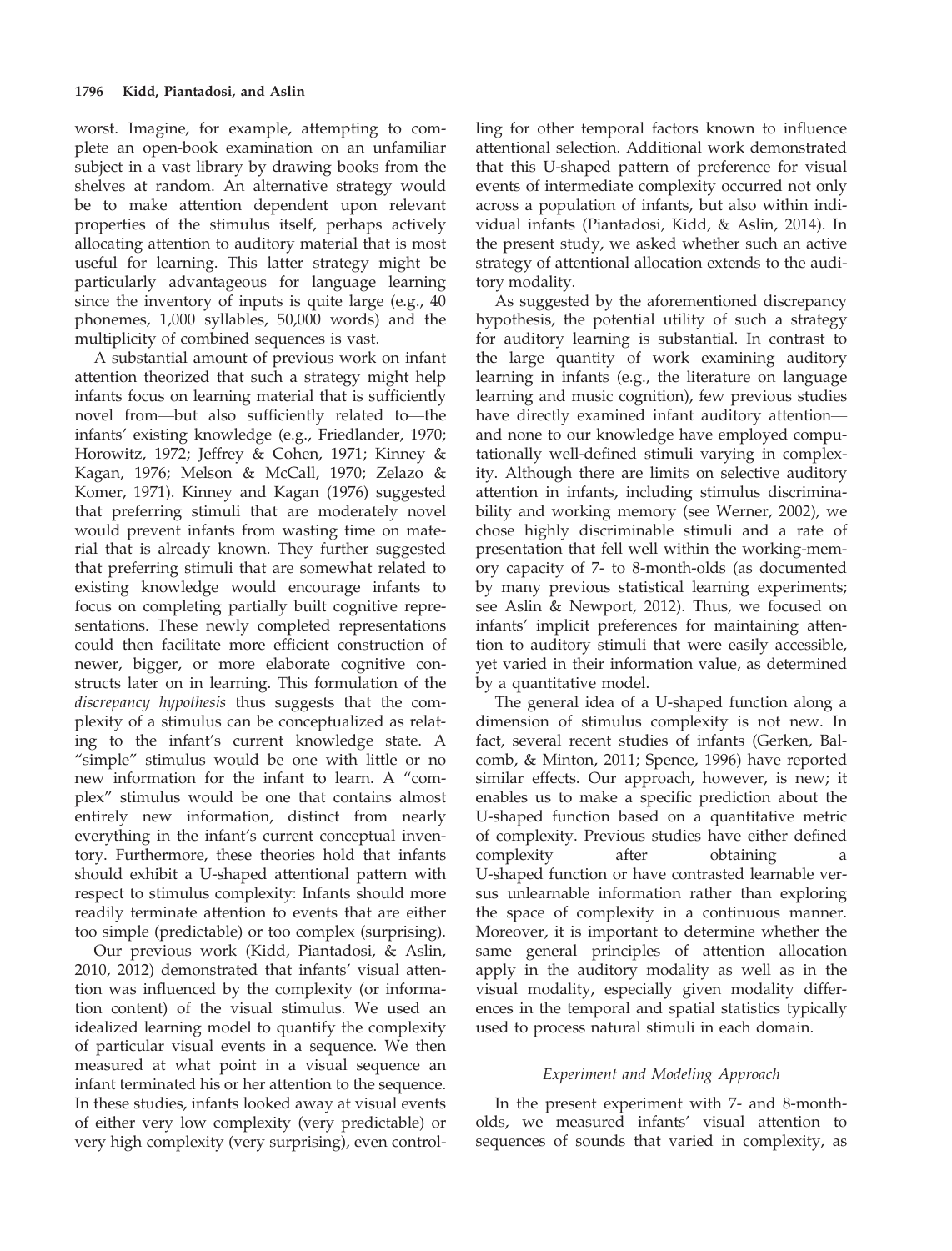worst. Imagine, for example, attempting to complete an open-book examination on an unfamiliar subject in a vast library by drawing books from the shelves at random. An alternative strategy would be to make attention dependent upon relevant properties of the stimulus itself, perhaps actively allocating attention to auditory material that is most useful for learning. This latter strategy might be particularly advantageous for language learning since the inventory of inputs is quite large (e.g., 40 phonemes, 1,000 syllables, 50,000 words) and the multiplicity of combined sequences is vast.

A substantial amount of previous work on infant attention theorized that such a strategy might help infants focus on learning material that is sufficiently novel from—but also sufficiently related to—the infants' existing knowledge (e.g., Friedlander, 1970; Horowitz, 1972; Jeffrey & Cohen, 1971; Kinney & Kagan, 1976; Melson & McCall, 1970; Zelazo & Komer, 1971). Kinney and Kagan (1976) suggested that preferring stimuli that are moderately novel would prevent infants from wasting time on material that is already known. They further suggested that preferring stimuli that are somewhat related to existing knowledge would encourage infants to focus on completing partially built cognitive representations. These newly completed representations could then facilitate more efficient construction of newer, bigger, or more elaborate cognitive constructs later on in learning. This formulation of the *discrepancy hypothesis* thus suggests that the complexity of a stimulus can be conceptualized as relating to the infant's current knowledge state. A "simple" stimulus would be one with little or no new information for the infant to learn. A "complex" stimulus would be one that contains almost entirely new information, distinct from nearly everything in the infant's current conceptual inventory. Furthermore, these theories hold that infants should exhibit a U-shaped attentional pattern with respect to stimulus complexity: Infants should more readily terminate attention to events that are either too simple (predictable) or too complex (surprising).

Our previous work (Kidd, Piantadosi, & Aslin, 2010, 2012) demonstrated that infants' visual attention was influenced by the complexity (or information content) of the visual stimulus. We used an idealized learning model to quantify the complexity of particular visual events in a sequence. We then measured at what point in a visual sequence an infant terminated his or her attention to the sequence. In these studies, infants looked away at visual events of either very low complexity (very predictable) or very high complexity (very surprising), even controlling for other temporal factors known to influence attentional selection. Additional work demonstrated that this U-shaped pattern of preference for visual events of intermediate complexity occurred not only across a population of infants, but also within individual infants (Piantadosi, Kidd, & Aslin, 2014). In the present study, we asked whether such an active strategy of attentional allocation extends to the auditory modality.

As suggested by the aforementioned discrepancy hypothesis, the potential utility of such a strategy for auditory learning is substantial. In contrast to the large quantity of work examining auditory learning in infants (e.g., the literature on language learning and music cognition), few previous studies have directly examined infant auditory attention—and none to our knowledge have employed computationally well-defined stimuli varying in complexity. Although there are limits on selective auditory attention in infants, including stimulus discriminability and working memory (see Werner, 2002), we chose highly discriminable stimuli and a rate of presentation that fell well within the working-memory capacity of 7- to 8-month-olds (as documented by many previous statistical learning experiments; see Aslin & Newport, 2012). Thus, we focused on infants' implicit preferences for maintaining attention to auditory stimuli that were easily accessible, yet varied in their information value, as determined by a quantitative model.

The general idea of a U-shaped function along a dimension of stimulus complexity is not new. In fact, several recent studies of infants (Gerken, Balcomb, & Minton, 2011; Spence, 1996) have reported similar effects. Our approach, however, is new; it enables us to make a specific prediction about the U-shaped function based on a quantitative metric of complexity. Previous studies have either defined complexity after obtaining a U-shaped function or have contrasted learnable versus unlearnable information rather than exploring the space of complexity in a continuous manner. Moreover, it is important to determine whether the same general principles of attention allocation apply in the auditory modality as well as in the visual modality, especially given modality differences in the temporal and spatial statistics typically used to process natural stimuli in each domain.

### *Experiment and Modeling Approach*

In the present experiment with 7- and 8-month-olds, we measured infants' visual attention to sequences of sounds that varied in complexity, as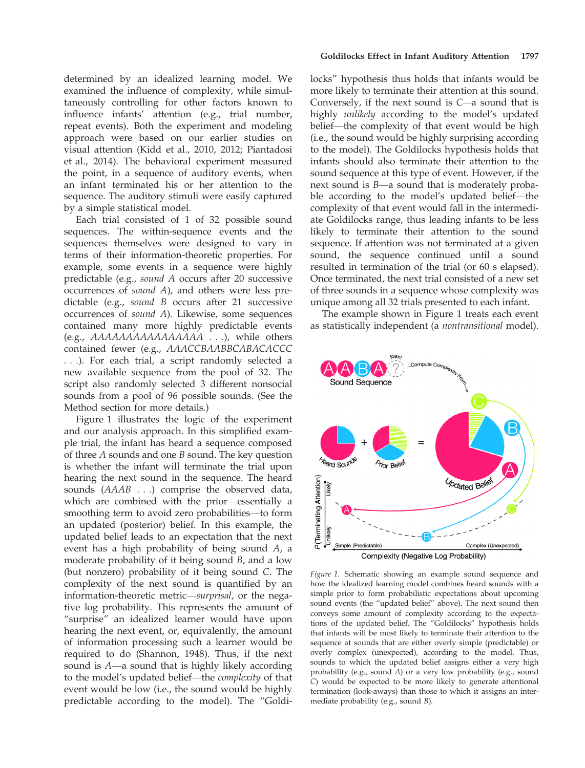determined by an idealized learning model. We examined the influence of complexity, while simultaneously controlling for other factors known to influence infants' attention (e.g., trial number, repeat events). Both the experiment and modeling approach were based on our earlier studies on visual attention (Kidd et al., 2010, 2012; Piantadosi et al., 2014). The behavioral experiment measured the point, in a sequence of auditory events, when an infant terminated his or her attention to the sequence. The auditory stimuli were easily captured by a simple statistical model.

Each trial consisted of 1 of 32 possible sound sequences. The within-sequence events and the sequences themselves were designed to vary in terms of their information-theoretic properties. For example, some events in a sequence were highly predictable (e.g., *sound A* occurs after 20 successive occurrences of *sound A*), and others were less predictable (e.g., *sound B* occurs after 21 successive occurrences of *sound A*). Likewise, some sequences contained many more highly predictable events (e.g., *AAAAAAAAAAAAAAAA* . . .), while others contained fewer (e.g., *AAACCBAABBCABACACCC* . . .). For each trial, a script randomly selected a new available sequence from the pool of 32. The script also randomly selected 3 different nonsocial sounds from a pool of 96 possible sounds. (See the Method section for more details.)

Figure 1 illustrates the logic of the experiment and our analysis approach. In this simplified example trial, the infant has heard a sequence composed of three *A* sounds and one *B* sound. The key question is whether the infant will terminate the trial upon hearing the next sound in the sequence. The heard sounds (*AAAB* . . .) comprise the observed data, which are combined with the prior—essentially a smoothing term to avoid zero probabilities—to form an updated (posterior) belief. In this example, the updated belief leads to an expectation that the next event has a high probability of being sound *A*, a moderate probability of it being sound *B*, and a low (but nonzero) probability of it being sound *C*. The complexity of the next sound is quantified by an information-theoretic metric—*surprisal*, or the negative log probability. This represents the amount of "surprise" an idealized learner would have upon hearing the next event, or, equivalently, the amount of information processing such a learner would be required to do (Shannon, 1948). Thus, if the next sound is *A*—a sound that is highly likely according to the model's updated belief—the *complexity* of that event would be low (i.e., the sound would be highly predictable according to the model). The "Goldilocks" hypothesis thus holds that infants would be more likely to terminate their attention at this sound. Conversely, if the next sound is *C*—a sound that is highly *unlikely* according to the model's updated belief—the complexity of that event would be high (i.e., the sound would be highly surprising according to the model). The Goldilocks hypothesis holds that infants should also terminate their attention to the sound sequence at this type of event. However, if the next sound is *B*—a sound that is moderately probable according to the model's updated belief—the complexity of that event would fall in the intermediate Goldilocks range, thus leading infants to be less likely to terminate their attention to the sound sequence. If attention was not terminated at a given sound, the sequence continued until a sound resulted in termination of the trial (or 60 s elapsed). Once terminated, the next trial consisted of a new set of three sounds in a sequence whose complexity was unique among all 32 trials presented to each infant.

The example shown in Figure 1 treats each event as statistically independent (a *nontransitional* model).

A A B A ? Next
Sound Sequence
Compute Complexity From
Heard Sounds + Prior Belief = Updated Belief
C B A
P(Terminating Attention)
Likely
Unlikely
A B C
Simple (Predictable) Complex (Unexpected)
Complexity (Negative Log Probability)

*Figure 1.* Schematic showing an example sound sequence and how the idealized learning model combines heard sounds with a simple prior to form probabilistic expectations about upcoming sound events (the "updated belief" above). The next sound then conveys some amount of complexity according to the expectations of the updated belief. The "Goldilocks" hypothesis holds that infants will be most likely to terminate their attention to the sequence at sounds that are either overly simple (predictable) or overly complex (unexpected), according to the model. Thus, sounds to which the updated belief assigns either a very high probability (e.g., sound *A*) or a very low probability (e.g., sound *C*) would be expected to be more likely to generate attentional termination (look-aways) than those to which it assigns an intermediate probability (e.g., sound *B*).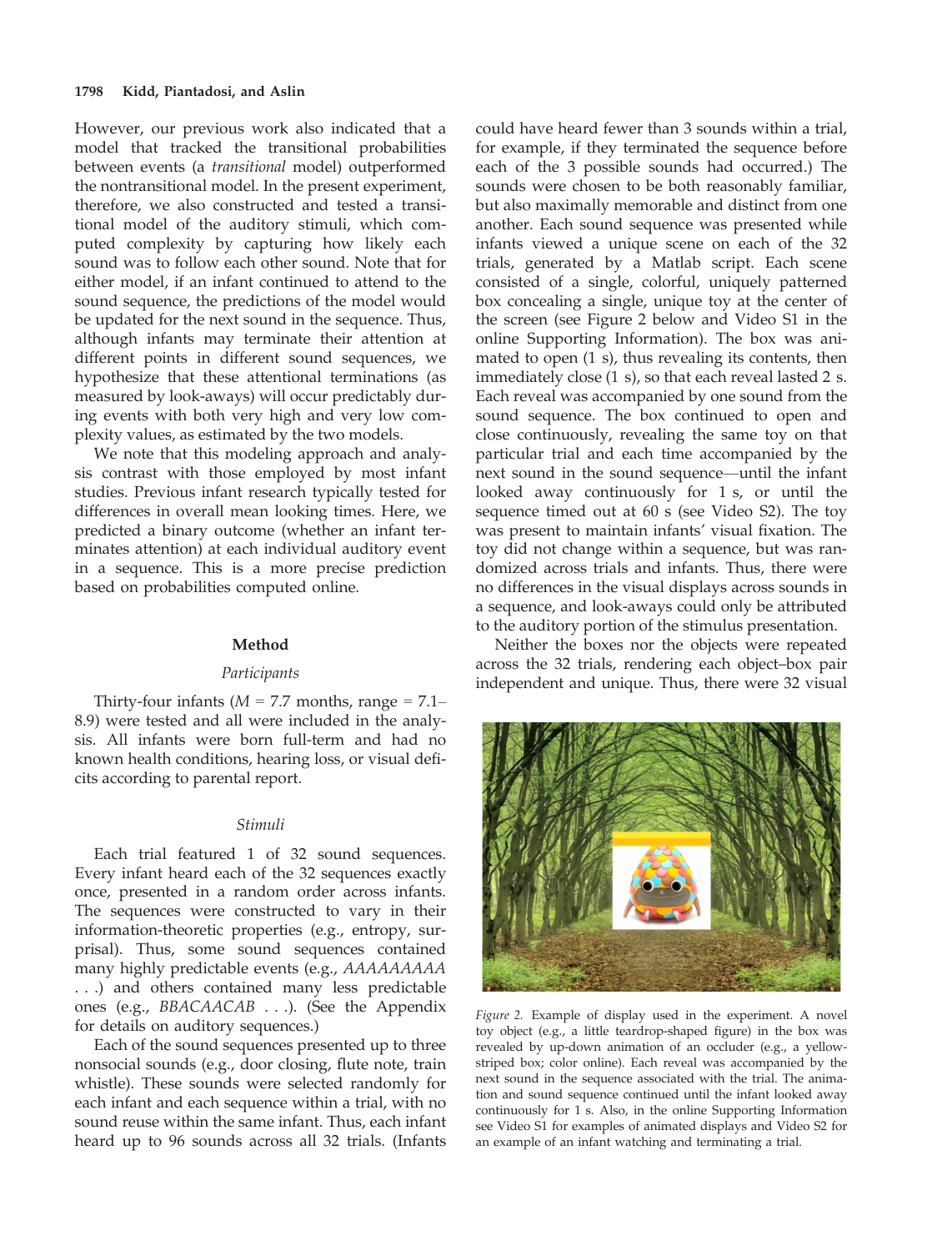However, our previous work also indicated that a model that tracked the transitional probabilities between events (a *transitional* model) outperformed the nontransitional model. In the present experiment, therefore, we also constructed and tested a transitional model of the auditory stimuli, which computed complexity by capturing how likely each sound was to follow each other sound. Note that for either model, if an infant continued to attend to the sound sequence, the predictions of the model would be updated for the next sound in the sequence. Thus, although infants may terminate their attention at different points in different sound sequences, we hypothesize that these attentional terminations (as measured by look-aways) will occur predictably during events with both very high and very low complexity values, as estimated by the two models.

We note that this modeling approach and analysis contrast with those employed by most infant studies. Previous infant research typically tested for differences in overall mean looking times. Here, we predicted a binary outcome (whether an infant terminates attention) at each individual auditory event in a sequence. This is a more precise prediction based on probabilities computed online.

## Method

### Participants

Thirty-four infants ($M$ = 7.7 months, range = 7.1–8.9) were tested and all were included in the analysis. All infants were born full-term and had no known health conditions, hearing loss, or visual deficits according to parental report.

### Stimuli

Each trial featured 1 of 32 sound sequences. Every infant heard each of the 32 sequences exactly once, presented in a random order across infants. The sequences were constructed to vary in their information-theoretic properties (e.g., entropy, surprisal). Thus, some sound sequences contained many highly predictable events (e.g., *AAAAAAAAA* . . .) and others contained many less predictable ones (e.g., *BBACAACAB* . . .). (See the Appendix for details on auditory sequences.)

Each of the sound sequences presented up to three nonsocial sounds (e.g., door closing, flute note, train whistle). These sounds were selected randomly for each infant and each sequence within a trial, with no sound reuse within the same infant. Thus, each infant heard up to 96 sounds across all 32 trials. (Infants could have heard fewer than 3 sounds within a trial, for example, if they terminated the sequence before each of the 3 possible sounds had occurred.) The sounds were chosen to be both reasonably familiar, but also maximally memorable and distinct from one another. Each sound sequence was presented while infants viewed a unique scene on each of the 32 trials, generated by a Matlab script. Each scene consisted of a single, colorful, uniquely patterned box concealing a single, unique toy at the center of the screen (see Figure 2 below and Video S1 in the online Supporting Information). The box was animated to open (1 s), thus revealing its contents, then immediately close (1 s), so that each reveal lasted 2 s. Each reveal was accompanied by one sound from the sound sequence. The box continued to open and close continuously, revealing the same toy on that particular trial and each time accompanied by the next sound in the sound sequence—until the infant looked away continuously for 1 s, or until the sequence timed out at 60 s (see Video S2). The toy was present to maintain infants' visual fixation. The toy did not change within a sequence, but was randomized across trials and infants. Thus, there were no differences in the visual displays across sounds in a sequence, and look-aways could only be attributed to the auditory portion of the stimulus presentation.

Neither the boxes nor the objects were repeated across the 32 trials, rendering each object–box pair independent and unique. Thus, there were 32 visual

*Figure 2.* Example of display used in the experiment. A novel toy object (e.g., a little teardrop-shaped figure) in the box was revealed by up-down animation of an occluder (e.g., a yellow-striped box; color online). Each reveal was accompanied by the next sound in the sequence associated with the trial. The animation and sound sequence continued until the infant looked away continuously for 1 s. Also, in the online Supporting Information see Video S1 for examples of animated displays and Video S2 for an example of an infant watching and terminating a trial.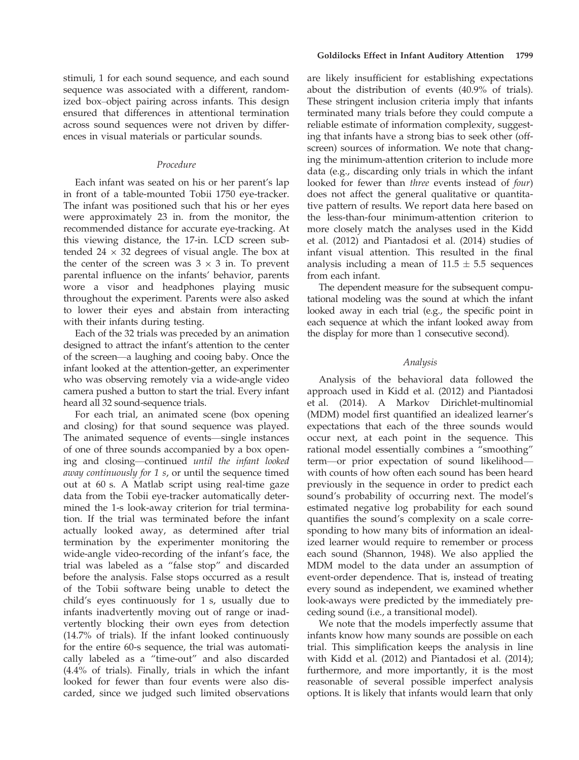stimuli, 1 for each sound sequence, and each sound sequence was associated with a different, randomized box–object pairing across infants. This design ensured that differences in attentional termination across sound sequences were not driven by differences in visual materials or particular sounds.

### *Procedure*

Each infant was seated on his or her parent's lap in front of a table-mounted Tobii 1750 eye-tracker. The infant was positioned such that his or her eyes were approximately 23 in. from the monitor, the recommended distance for accurate eye-tracking. At this viewing distance, the 17-in. LCD screen subtended 24 × 32 degrees of visual angle. The box at the center of the screen was 3 × 3 in. To prevent parental influence on the infants' behavior, parents wore a visor and headphones playing music throughout the experiment. Parents were also asked to lower their eyes and abstain from interacting with their infants during testing.

Each of the 32 trials was preceded by an animation designed to attract the infant's attention to the center of the screen—a laughing and cooing baby. Once the infant looked at the attention-getter, an experimenter who was observing remotely via a wide-angle video camera pushed a button to start the trial. Every infant heard all 32 sound-sequence trials.

For each trial, an animated scene (box opening and closing) for that sound sequence was played. The animated sequence of events—single instances of one of three sounds accompanied by a box opening and closing—continued *until the infant looked away continuously for 1 s*, or until the sequence timed out at 60 s. A Matlab script using real-time gaze data from the Tobii eye-tracker automatically determined the 1-s look-away criterion for trial termination. If the trial was terminated before the infant actually looked away, as determined after trial termination by the experimenter monitoring the wide-angle video-recording of the infant's face, the trial was labeled as a "false stop" and discarded before the analysis. False stops occurred as a result of the Tobii software being unable to detect the child's eyes continuously for 1 s, usually due to infants inadvertently moving out of range or inadvertently blocking their own eyes from detection (14.7% of trials). If the infant looked continuously for the entire 60-s sequence, the trial was automatically labeled as a "time-out" and also discarded (4.4% of trials). Finally, trials in which the infant looked for fewer than four events were also discarded, since we judged such limited observations are likely insufficient for establishing expectations about the distribution of events (40.9% of trials). These stringent inclusion criteria imply that infants terminated many trials before they could compute a reliable estimate of information complexity, suggesting that infants have a strong bias to seek other (off-screen) sources of information. We note that changing the minimum-attention criterion to include more data (e.g., discarding only trials in which the infant looked for fewer than *three* events instead of *four*) does not affect the general qualitative or quantitative pattern of results. We report data here based on the less-than-four minimum-attention criterion to more closely match the analyses used in the Kidd et al. (2012) and Piantadosi et al. (2014) studies of infant visual attention. This resulted in the final analysis including a mean of 11.5 ± 5.5 sequences from each infant.

The dependent measure for the subsequent computational modeling was the sound at which the infant looked away in each trial (e.g., the specific point in each sequence at which the infant looked away from the display for more than 1 consecutive second).

### *Analysis*

Analysis of the behavioral data followed the approach used in Kidd et al. (2012) and Piantadosi et al. (2014). A Markov Dirichlet-multinomial (MDM) model first quantified an idealized learner's expectations that each of the three sounds would occur next, at each point in the sequence. This rational model essentially combines a "smoothing" term—or prior expectation of sound likelihood—with counts of how often each sound has been heard previously in the sequence in order to predict each sound's probability of occurring next. The model's estimated negative log probability for each sound quantifies the sound's complexity on a scale corresponding to how many bits of information an idealized learner would require to remember or process each sound (Shannon, 1948). We also applied the MDM model to the data under an assumption of event-order dependence. That is, instead of treating every sound as independent, we examined whether look-aways were predicted by the immediately preceding sound (i.e., a transitional model).

We note that the models imperfectly assume that infants know how many sounds are possible on each trial. This simplification keeps the analysis in line with Kidd et al. (2012) and Piantadosi et al. (2014); furthermore, and more importantly, it is the most reasonable of several possible imperfect analysis options. It is likely that infants would learn that only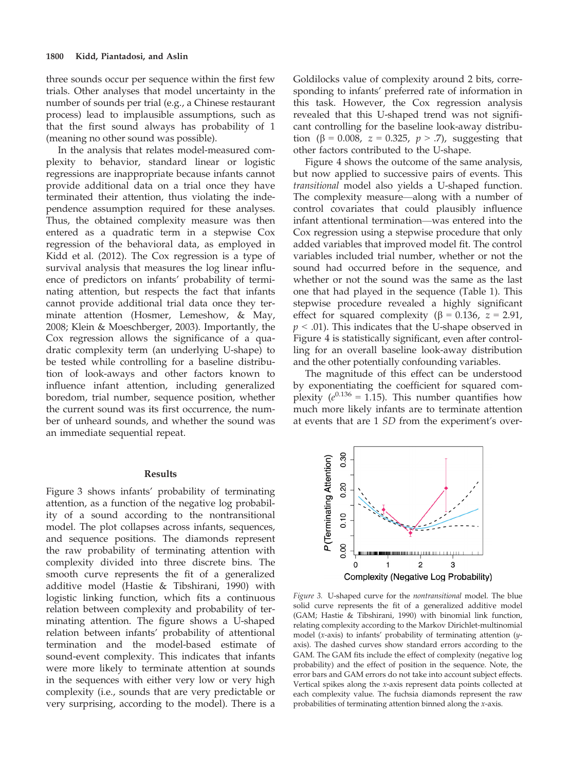three sounds occur per sequence within the first few trials. Other analyses that model uncertainty in the number of sounds per trial (e.g., a Chinese restaurant process) lead to implausible assumptions, such as that the first sound always has probability of 1 (meaning no other sound was possible).

In the analysis that relates model-measured complexity to behavior, standard linear or logistic regressions are inappropriate because infants cannot provide additional data on a trial once they have terminated their attention, thus violating the independence assumption required for these analyses. Thus, the obtained complexity measure was then entered as a quadratic term in a stepwise Cox regression of the behavioral data, as employed in Kidd et al. (2012). The Cox regression is a type of survival analysis that measures the log linear influence of predictors on infants' probability of terminating attention, but respects the fact that infants cannot provide additional trial data once they terminate attention (Hosmer, Lemeshow, & May, 2008; Klein & Moeschberger, 2003). Importantly, the Cox regression allows the significance of a quadratic complexity term (an underlying U-shape) to be tested while controlling for a baseline distribution of look-aways and other factors known to influence infant attention, including generalized boredom, trial number, sequence position, whether the current sound was its first occurrence, the number of unheard sounds, and whether the sound was an immediate sequential repeat.

## Results

Figure 3 shows infants' probability of terminating attention, as a function of the negative log probability of a sound according to the nontransitional model. The plot collapses across infants, sequences, and sequence positions. The diamonds represent the raw probability of terminating attention with complexity divided into three discrete bins. The smooth curve represents the fit of a generalized additive model (Hastie & Tibshirani, 1990) with logistic linking function, which fits a continuous relation between complexity and probability of terminating attention. The figure shows a U-shaped relation between infants' probability of attentional termination and the model-based estimate of sound-event complexity. This indicates that infants were more likely to terminate attention at sounds in the sequences with either very low or very high complexity (i.e., sounds that are very predictable or very surprising, according to the model). There is a Goldilocks value of complexity around 2 bits, corresponding to infants' preferred rate of information in this task. However, the Cox regression analysis revealed that this U-shaped trend was not significant controlling for the baseline look-away distribution ($\beta = 0.008$, $z = 0.325$, $p > .7$), suggesting that other factors contributed to the U-shape.

Figure 4 shows the outcome of the same analysis, but now applied to successive pairs of events. This *transitional* model also yields a U-shaped function. The complexity measure—along with a number of control covariates that could plausibly influence infant attentional termination—was entered into the Cox regression using a stepwise procedure that only added variables that improved model fit. The control variables included trial number, whether or not the sound had occurred before in the sequence, and whether or not the sound was the same as the last one that had played in the sequence (Table 1). This stepwise procedure revealed a highly significant effect for squared complexity ($\beta = 0.136$, $z = 2.91$, $p < .01$). This indicates that the U-shape observed in Figure 4 is statistically significant, even after controlling for an overall baseline look-away distribution and the other potentially confounding variables.

The magnitude of this effect can be understood by exponentiating the coefficient for squared complexity ($e^{0.136} = 1.15$). This number quantifies how much more likely infants are to terminate attention at events that are 1 *SD* from the experiment's over-

*Figure 3.* U-shaped curve for the *nontransitional* model. The blue solid curve represents the fit of a generalized additive model (GAM; Hastie & Tibshirani, 1990) with binomial link function, relating complexity according to the Markov Dirichlet-multinomial model (*x*-axis) to infants' probability of terminating attention (*y*-axis). The dashed curves show standard errors according to the GAM. The GAM fits include the effect of complexity (negative log probability) and the effect of position in the sequence. Note, the error bars and GAM errors do not take into account subject effects. Vertical spikes along the *x*-axis represent data points collected at each complexity value. The fuchsia diamonds represent the raw probabilities of terminating attention binned along the *x*-axis.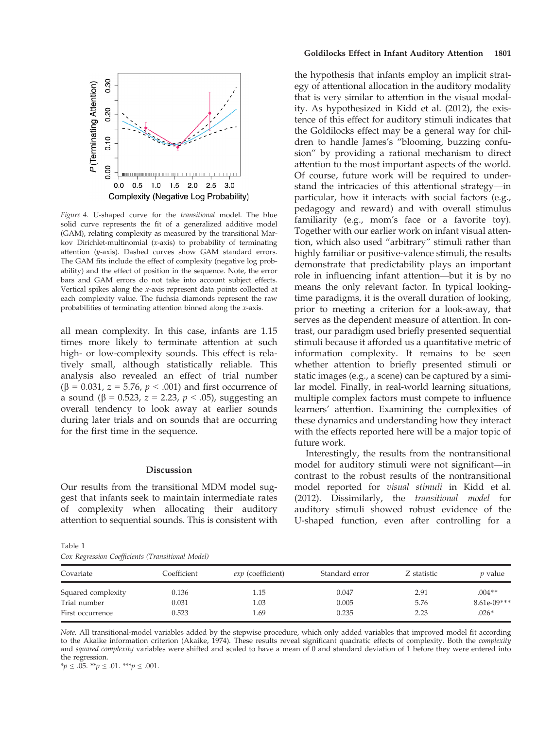P (Terminating Attention)

0.00 0.10 0.20 0.30

0.0 0.5 1.0 1.5 2.0 2.5 3.0

Complexity (Negative Log Probability)

*Figure 4.* U-shaped curve for the *transitional* model. The blue solid curve represents the fit of a generalized additive model (GAM), relating complexity as measured by the transitional Markov Dirichlet-multinomial (*x*-axis) to probability of terminating attention (*y*-axis). Dashed curves show GAM standard errors. The GAM fits include the effect of complexity (negative log probability) and the effect of position in the sequence. Note, the error bars and GAM errors do not take into account subject effects. Vertical spikes along the *x*-axis represent data points collected at each complexity value. The fuchsia diamonds represent the raw probabilities of terminating attention binned along the *x*-axis.

all mean complexity. In this case, infants are 1.15 times more likely to terminate attention at such high- or low-complexity sounds. This effect is relatively small, although statistically reliable. This analysis also revealed an effect of trial number ($\beta = 0.031$, $z = 5.76$, $p < .001$) and first occurrence of a sound ($\beta = 0.523$, $z = 2.23$, $p < .05$), suggesting an overall tendency to look away at earlier sounds during later trials and on sounds that are occurring for the first time in the sequence.

## Discussion

Our results from the transitional MDM model suggest that infants seek to maintain intermediate rates of complexity when allocating their auditory attention to sequential sounds. This is consistent with the hypothesis that infants employ an implicit strategy of attentional allocation in the auditory modality that is very similar to attention in the visual modality. As hypothesized in Kidd et al. (2012), the existence of this effect for auditory stimuli indicates that the Goldilocks effect may be a general way for children to handle James's "blooming, buzzing confusion" by providing a rational mechanism to direct attention to the most important aspects of the world. Of course, future work will be required to understand the intricacies of this attentional strategy—in particular, how it interacts with social factors (e.g., pedagogy and reward) and with overall stimulus familiarity (e.g., mom's face or a favorite toy). Together with our earlier work on infant visual attention, which also used "arbitrary" stimuli rather than highly familiar or positive-valence stimuli, the results demonstrate that predictability plays an important role in influencing infant attention—but it is by no means the only relevant factor. In typical looking-time paradigms, it is the overall duration of looking, prior to meeting a criterion for a look-away, that serves as the dependent measure of attention. In contrast, our paradigm used briefly presented sequential stimuli because it afforded us a quantitative metric of information complexity. It remains to be seen whether attention to briefly presented stimuli or static images (e.g., a scene) can be captured by a similar model. Finally, in real-world learning situations, multiple complex factors must compete to influence learners' attention. Examining the complexities of these dynamics and understanding how they interact with the effects reported here will be a major topic of future work.

Interestingly, the results from the nontransitional model for auditory stimuli were not significant—in contrast to the robust results of the nontransitional model reported for *visual stimuli* in Kidd et al. (2012). Dissimilarly, the *transitional model* for auditory stimuli showed robust evidence of the U-shaped function, even after controlling for a

Table 1
*Cox Regression Coefficients (Transitional Model)*

| Covariate | Coefficient | *exp* (coefficient) | Standard error | Z statistic | *p* value |
|---|---|---|---|---|---|
| Squared complexity | 0.136 | 1.15 | 0.047 | 2.91 | .004** |
| Trial number | 0.031 | 1.03 | 0.005 | 5.76 | 8.61e-09*** |
| First occurrence | 0.523 | 1.69 | 0.235 | 2.23 | .026* |

*Note.* All transitional-model variables added by the stepwise procedure, which only added variables that improved model fit according to the Akaike information criterion (Akaike, 1974). These results reveal significant quadratic effects of complexity. Both the *complexity* and *squared complexity* variables were shifted and scaled to have a mean of 0 and standard deviation of 1 before they were entered into the regression.
*$p \leq .05$. **$p \leq .01$. ***$p \leq .001$.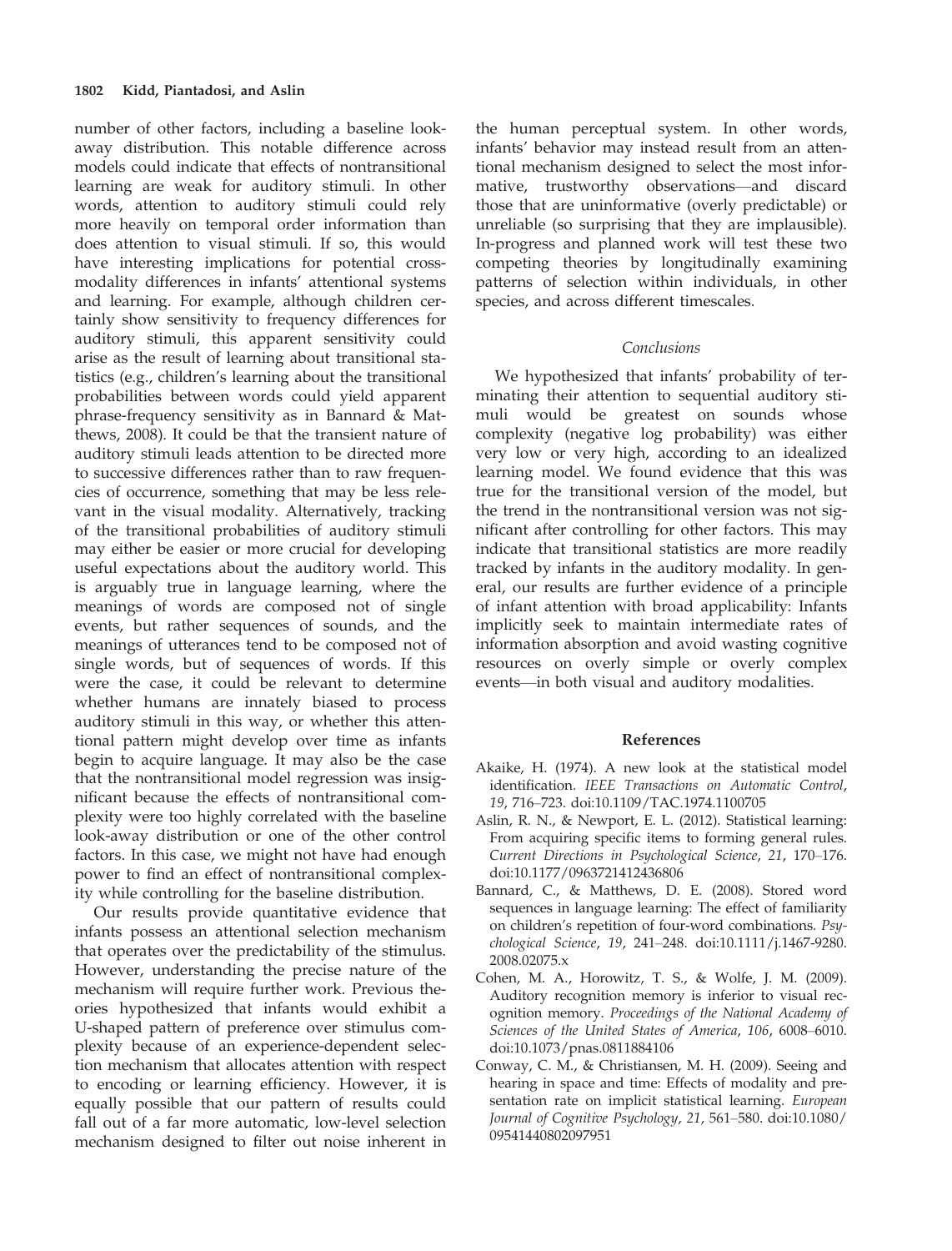number of other factors, including a baseline look-away distribution. This notable difference across models could indicate that effects of nontransitional learning are weak for auditory stimuli. In other words, attention to auditory stimuli could rely more heavily on temporal order information than does attention to visual stimuli. If so, this would have interesting implications for potential cross-modality differences in infants' attentional systems and learning. For example, although children certainly show sensitivity to frequency differences for auditory stimuli, this apparent sensitivity could arise as the result of learning about transitional statistics (e.g., children's learning about the transitional probabilities between words could yield apparent phrase-frequency sensitivity as in Bannard & Matthews, 2008). It could be that the transient nature of auditory stimuli leads attention to be directed more to successive differences rather than to raw frequencies of occurrence, something that may be less relevant in the visual modality. Alternatively, tracking of the transitional probabilities of auditory stimuli may either be easier or more crucial for developing useful expectations about the auditory world. This is arguably true in language learning, where the meanings of words are composed not of single events, but rather sequences of sounds, and the meanings of utterances tend to be composed not of single words, but of sequences of words. If this were the case, it could be relevant to determine whether humans are innately biased to process auditory stimuli in this way, or whether this attentional pattern might develop over time as infants begin to acquire language. It may also be the case that the nontransitional model regression was insignificant because the effects of nontransitional complexity were too highly correlated with the baseline look-away distribution or one of the other control factors. In this case, we might not have had enough power to find an effect of nontransitional complexity while controlling for the baseline distribution.

Our results provide quantitative evidence that infants possess an attentional selection mechanism that operates over the predictability of the stimulus. However, understanding the precise nature of the mechanism will require further work. Previous theories hypothesized that infants would exhibit a U-shaped pattern of preference over stimulus complexity because of an experience-dependent selection mechanism that allocates attention with respect to encoding or learning efficiency. However, it is equally possible that our pattern of results could fall out of a far more automatic, low-level selection mechanism designed to filter out noise inherent in the human perceptual system. In other words, infants' behavior may instead result from an attentional mechanism designed to select the most informative, trustworthy observations—and discard those that are uninformative (overly predictable) or unreliable (so surprising that they are implausible). In-progress and planned work will test these two competing theories by longitudinally examining patterns of selection within individuals, in other species, and across different timescales.

### *Conclusions*

We hypothesized that infants' probability of terminating their attention to sequential auditory stimuli would be greatest on sounds whose complexity (negative log probability) was either very low or very high, according to an idealized learning model. We found evidence that this was true for the transitional version of the model, but the trend in the nontransitional version was not significant after controlling for other factors. This may indicate that transitional statistics are more readily tracked by infants in the auditory modality. In general, our results are further evidence of a principle of infant attention with broad applicability: Infants implicitly seek to maintain intermediate rates of information absorption and avoid wasting cognitive resources on overly simple or overly complex events—in both visual and auditory modalities.

## References

Akaike, H. (1974). A new look at the statistical model identification. *IEEE Transactions on Automatic Control*, *19*, 716–723. doi:10.1109/TAC.1974.1100705

Aslin, R. N., & Newport, E. L. (2012). Statistical learning: From acquiring specific items to forming general rules. *Current Directions in Psychological Science*, *21*, 170–176. doi:10.1177/0963721412436806

Bannard, C., & Matthews, D. E. (2008). Stored word sequences in language learning: The effect of familiarity on children's repetition of four-word combinations. *Psychological Science*, *19*, 241–248. doi:10.1111/j.1467-9280.2008.02075.x

Cohen, M. A., Horowitz, T. S., & Wolfe, J. M. (2009). Auditory recognition memory is inferior to visual recognition memory. *Proceedings of the National Academy of Sciences of the United States of America*, *106*, 6008–6010. doi:10.1073/pnas.0811884106

Conway, C. M., & Christiansen, M. H. (2009). Seeing and hearing in space and time: Effects of modality and presentation rate on implicit statistical learning. *European Journal of Cognitive Psychology*, *21*, 561–580. doi:10.1080/09541440802097951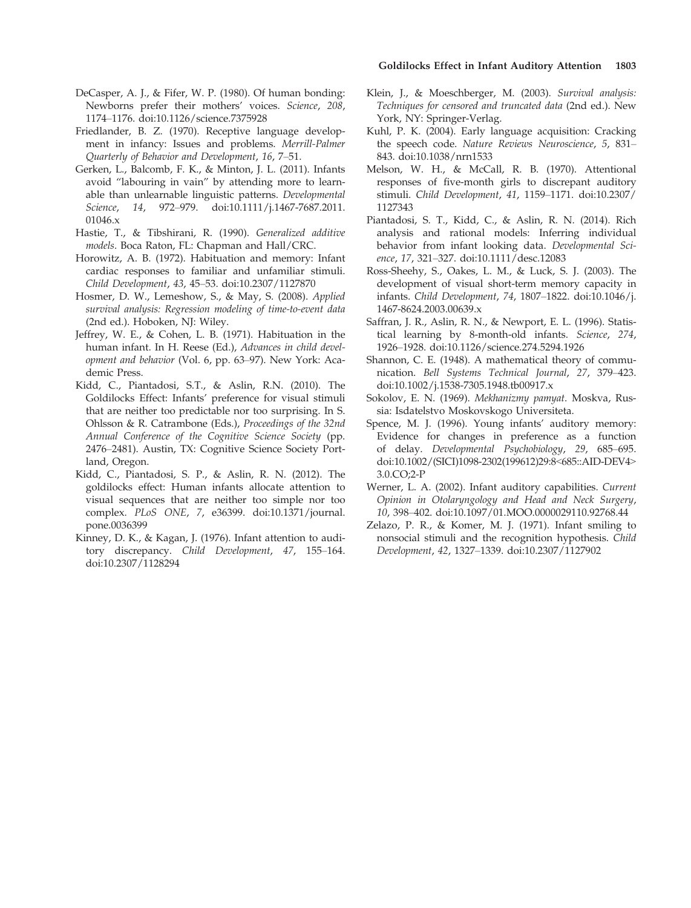DeCasper, A. J., & Fifer, W. P. (1980). Of human bonding: Newborns prefer their mothers' voices. *Science*, *208*, 1174–1176. doi:10.1126/science.7375928

Friedlander, B. Z. (1970). Receptive language development in infancy: Issues and problems. *Merrill-Palmer Quarterly of Behavior and Development*, *16*, 7–51.

Gerken, L., Balcomb, F. K., & Minton, J. L. (2011). Infants avoid "labouring in vain" by attending more to learnable than unlearnable linguistic patterns. *Developmental Science*, *14*, 972–979. doi:10.1111/j.1467-7687.2011.01046.x

Hastie, T., & Tibshirani, R. (1990). *Generalized additive models*. Boca Raton, FL: Chapman and Hall/CRC.

Horowitz, A. B. (1972). Habituation and memory: Infant cardiac responses to familiar and unfamiliar stimuli. *Child Development*, *43*, 45–53. doi:10.2307/1127870

Hosmer, D. W., Lemeshow, S., & May, S. (2008). *Applied survival analysis: Regression modeling of time-to-event data* (2nd ed.). Hoboken, NJ: Wiley.

Jeffrey, W. E., & Cohen, L. B. (1971). Habituation in the human infant. In H. Reese (Ed.), *Advances in child development and behavior* (Vol. 6, pp. 63–97). New York: Academic Press.

Kidd, C., Piantadosi, S.T., & Aslin, R.N. (2010). The Goldilocks Effect: Infants' preference for visual stimuli that are neither too predictable nor too surprising. In S. Ohlsson & R. Catrambone (Eds.), *Proceedings of the 32nd Annual Conference of the Cognitive Science Society* (pp. 2476–2481). Austin, TX: Cognitive Science Society Portland, Oregon.

Kidd, C., Piantadosi, S. P., & Aslin, R. N. (2012). The goldilocks effect: Human infants allocate attention to visual sequences that are neither too simple nor too complex. *PLoS ONE*, *7*, e36399. doi:10.1371/journal.pone.0036399

Kinney, D. K., & Kagan, J. (1976). Infant attention to auditory discrepancy. *Child Development*, *47*, 155–164. doi:10.2307/1128294

Klein, J., & Moeschberger, M. (2003). *Survival analysis: Techniques for censored and truncated data* (2nd ed.). New York, NY: Springer-Verlag.

Kuhl, P. K. (2004). Early language acquisition: Cracking the speech code. *Nature Reviews Neuroscience*, *5*, 831–843. doi:10.1038/nrn1533

Melson, W. H., & McCall, R. B. (1970). Attentional responses of five-month girls to discrepant auditory stimuli. *Child Development*, *41*, 1159–1171. doi:10.2307/1127343

Piantadosi, S. T., Kidd, C., & Aslin, R. N. (2014). Rich analysis and rational models: Inferring individual behavior from infant looking data. *Developmental Science*, *17*, 321–327. doi:10.1111/desc.12083

Ross-Sheehy, S., Oakes, L. M., & Luck, S. J. (2003). The development of visual short-term memory capacity in infants. *Child Development*, *74*, 1807–1822. doi:10.1046/j.1467-8624.2003.00639.x

Saffran, J. R., Aslin, R. N., & Newport, E. L. (1996). Statistical learning by 8-month-old infants. *Science*, *274*, 1926–1928. doi:10.1126/science.274.5294.1926

Shannon, C. E. (1948). A mathematical theory of communication. *Bell Systems Technical Journal*, *27*, 379–423. doi:10.1002/j.1538-7305.1948.tb00917.x

Sokolov, E. N. (1969). *Mekhanizmy pamyat*. Moskva, Russia: Isdatelstvo Moskovskogo Universiteta.

Spence, M. J. (1996). Young infants' auditory memory: Evidence for changes in preference as a function of delay. *Developmental Psychobiology*, *29*, 685–695. doi:10.1002/(SICI)1098-2302(199612)29:8<685::AID-DEV4>3.0.CO;2-P

Werner, L. A. (2002). Infant auditory capabilities. *Current Opinion in Otolaryngology and Head and Neck Surgery*, *10*, 398–402. doi:10.1097/01.MOO.0000029110.92768.44

Zelazo, P. R., & Komer, M. J. (1971). Infant smiling to nonsocial stimuli and the recognition hypothesis. *Child Development*, *42*, 1327–1339. doi:10.2307/1127902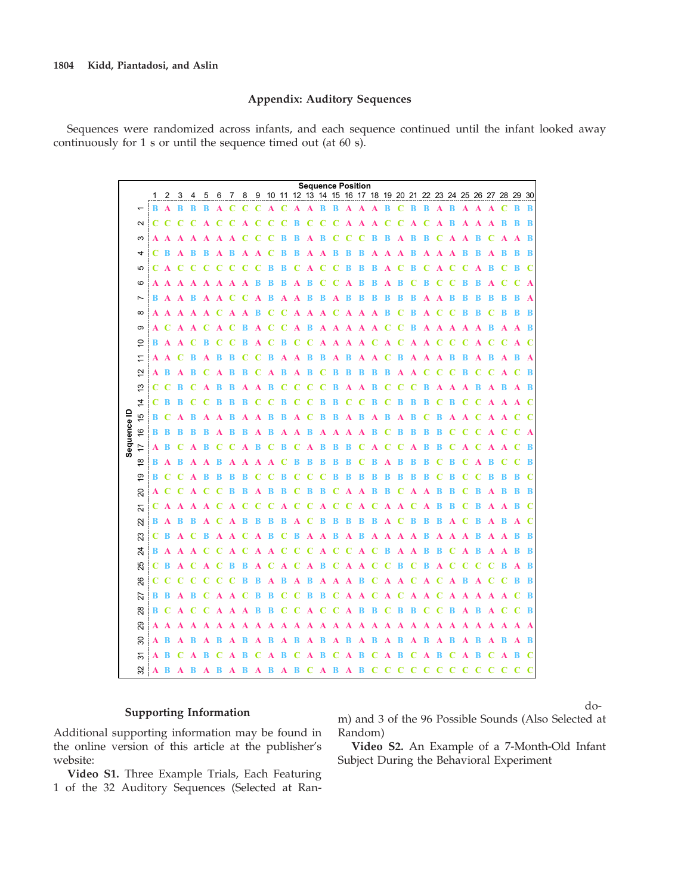## Appendix: Auditory Sequences

Sequences were randomized across infants, and each sequence continued until the infant looked away continuously for 1 s or until the sequence timed out (at 60 s).

Sequence Position

| Sequence ID | 1 | 2 | 3 | 4 | 5 | 6 | 7 | 8 | 9 | 10 | 11 | 12 | 13 | 14 | 15 | 16 | 17 | 18 | 19 | 20 | 21 | 22 | 23 | 24 | 25 | 26 | 27 | 28 | 29 | 30 |
|---|---|---|---|---|---|---|---|---|---|---|---|---|---|---|---|---|---|---|---|---|---|---|---|---|---|---|---|---|---|---|
| 1 | B | A | B | B | B | A | C | C | C | A | C | A | A | B | B | A | A | A | B | C | B | B | A | B | A | A | A | C | B | B |
| 2 | C | C | C | C | A | C | C | A | C | C | C | B | C | C | C | A | A | A | C | C | A | C | A | B | A | A | A | B | B | B |
| 3 | A | A | A | A | A | A | A | C | C | C | B | B | A | B | C | C | C | B | B | A | B | B | C | A | A | B | C | A | A | B |
| 4 | C | B | A | B | B | A | B | A | A | C | B | B | A | A | B | B | B | A | A | A | B | A | A | A | B | B | A | B | B | B |
| 5 | C | A | C | C | C | C | C | C | C | B | B | C | A | C | C | B | B | B | A | C | B | C | A | C | C | A | B | C | B | C |
| 6 | A | A | A | A | A | A | A | A | B | B | B | A | B | C | C | A | B | B | A | B | C | B | C | C | B | B | A | C | C | A |
| 7 | B | A | A | B | A | A | C | C | A | B | A | A | B | B | A | B | B | B | B | B | B | A | A | B | B | B | B | B | B | A |
| 8 | A | A | A | A | A | C | A | A | B | C | C | A | A | A | C | A | A | A | B | C | B | A | C | C | B | B | C | B | B | B |
| 9 | A | C | A | A | C | A | C | B | A | C | C | A | B | A | A | A | A | A | C | C | B | A | A | A | A | A | B | A | A | B |
| 10 | B | A | A | C | B | C | C | B | A | C | B | C | C | A | A | A | A | C | A | C | A | A | C | C | C | A | C | C | A | C |
| 11 | A | A | C | B | A | B | B | C | C | B | A | A | B | B | A | B | A | A | C | B | A | A | A | B | B | A | B | A | B | A |
| 12 | A | B | A | B | C | A | B | B | C | A | B | A | B | C | B | B | B | B | B | A | A | C | C | C | B | C | C | A | C | B |
| 13 | C | C | B | C | A | B | B | A | A | B | C | C | C | C | B | A | A | B | C | C | C | B | A | A | A | B | A | B | A | B |
| 14 | C | B | B | C | C | B | B | B | C | C | B | C | C | B | B | C | C | B | C | B | B | B | C | B | C | C | A | A | A | C |
| 15 | B | C | A | B | A | A | B | A | A | B | B | A | C | B | B | A | B | A | B | A | B | C | B | A | A | C | A | A | C | C |
| 16 | B | B | B | B | B | A | B | B | A | B | A | A | B | A | A | A | A | B | C | B | B | B | B | C | C | C | A | C | C | A |
| 17 | A | B | C | A | B | C | C | A | B | C | B | C | A | B | B | B | C | A | C | C | A | B | B | C | A | C | A | A | C | B |
| 18 | B | A | B | A | A | B | A | A | A | A | C | B | B | B | B | B | C | B | A | B | B | B | C | B | C | A | B | C | C | B |
| 19 | B | C | C | A | B | B | B | B | C | C | B | C | C | C | B | B | B | B | B | B | B | B | C | B | C | C | B | B | B | C |
| 20 | A | C | C | A | C | C | B | B | A | B | B | C | B | B | C | A | A | B | B | C | A | A | B | B | C | B | A | B | B | B |
| 21 | C | A | A | A | A | C | A | C | C | C | A | C | C | A | C | C | A | C | A | A | C | A | B | B | C | B | A | A | B | C |
| 22 | B | A | B | B | A | C | A | B | B | B | B | A | C | B | B | B | B | B | A | C | B | B | B | A | C | B | A | B | A | C |
| 23 | C | B | A | C | B | A | A | C | A | B | C | B | A | A | B | A | B | A | A | A | B | A | A | A | C | B | A | A | B | B |
| 24 | B | A | A | A | C | C | A | C | A | A | C | C | C | A | C | C | A | C | B | A | A | B | B | C | A | B | A | A | B | B |
| 25 | C | B | A | C | A | C | B | B | A | C | A | C | A | B | C | A | A | C | C | B | C | B | A | C | C | C | C | B | A | B |
| 26 | C | C | C | C | C | C | C | B | B | A | B | A | B | A | A | A | B | C | A | A | C | A | C | A | B | A | C | C | B | B |
| 27 | B | B | A | B | C | A | A | C | B | B | C | C | B | B | C | A | A | C | A | C | A | A | C | A | A | A | A | A | C | B |
| 28 | B | C | A | C | C | A | A | A | B | B | C | C | A | C | C | A | B | B | C | B | B | C | C | B | A | B | A | C | C | B |
| 29 | A | A | A | A | A | A | A | A | A | A | A | A | A | A | A | A | A | A | A | A | A | A | A | A | A | A | A | A | A | A |
| 30 | A | B | A | B | A | B | A | B | A | B | A | B | A | B | A | B | A | B | A | B | A | B | A | B | A | B | A | B | A | B |
| 31 | A | B | C | A | B | C | A | B | C | A | B | C | A | B | C | A | B | C | A | B | C | A | B | C | A | B | C | A | B | C |
| 32 | A | B | A | B | A | B | A | B | A | B | A | B | C | A | B | A | B | C | C | C | C | C | C | C | C | C | C | C | C | C |

### Supporting Information

Additional supporting information may be found in the online version of this article at the publisher's website:

**Video S1.** Three Example Trials, Each Featuring 1 of the 32 Auditory Sequences (Selected at Random) and 3 of the 96 Possible Sounds (Also Selected at Random)

**Video S2.** An Example of a 7-Month-Old Infant Subject During the Behavioral Experiment